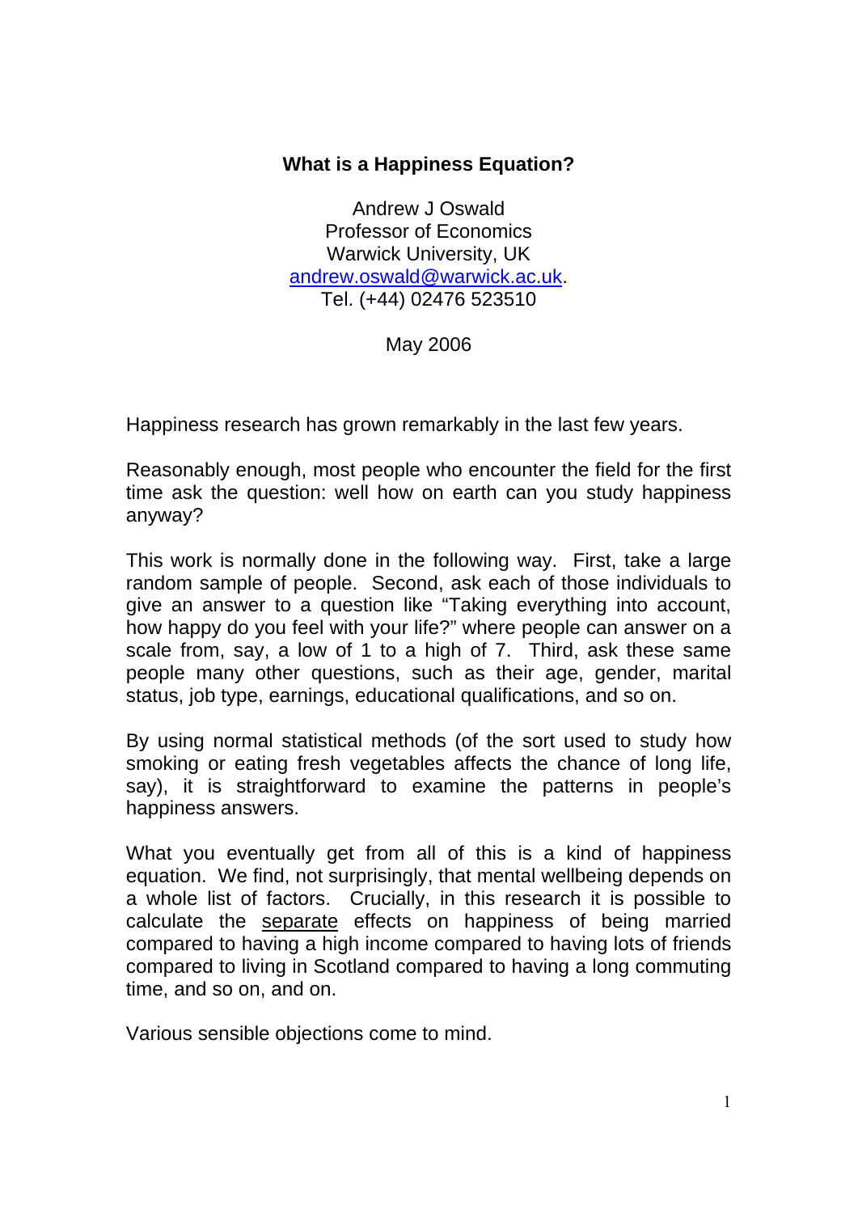# What is a Happiness Equation?

Andrew J Oswald
Professor of Economics
Warwick University, UK
andrew.oswald@warwick.ac.uk.
Tel. (+44) 02476 523510

May 2006

Happiness research has grown remarkably in the last few years.

Reasonably enough, most people who encounter the field for the first time ask the question: well how on earth can you study happiness anyway?

This work is normally done in the following way. First, take a large random sample of people. Second, ask each of those individuals to give an answer to a question like "Taking everything into account, how happy do you feel with your life?" where people can answer on a scale from, say, a low of 1 to a high of 7. Third, ask these same people many other questions, such as their age, gender, marital status, job type, earnings, educational qualifications, and so on.

By using normal statistical methods (of the sort used to study how smoking or eating fresh vegetables affects the chance of long life, say), it is straightforward to examine the patterns in people's happiness answers.

What you eventually get from all of this is a kind of happiness equation. We find, not surprisingly, that mental wellbeing depends on a whole list of factors. Crucially, in this research it is possible to calculate the <u>separate</u> effects on happiness of being married compared to having a high income compared to having lots of friends compared to living in Scotland compared to having a long commuting time, and so on, and on.

Various sensible objections come to mind.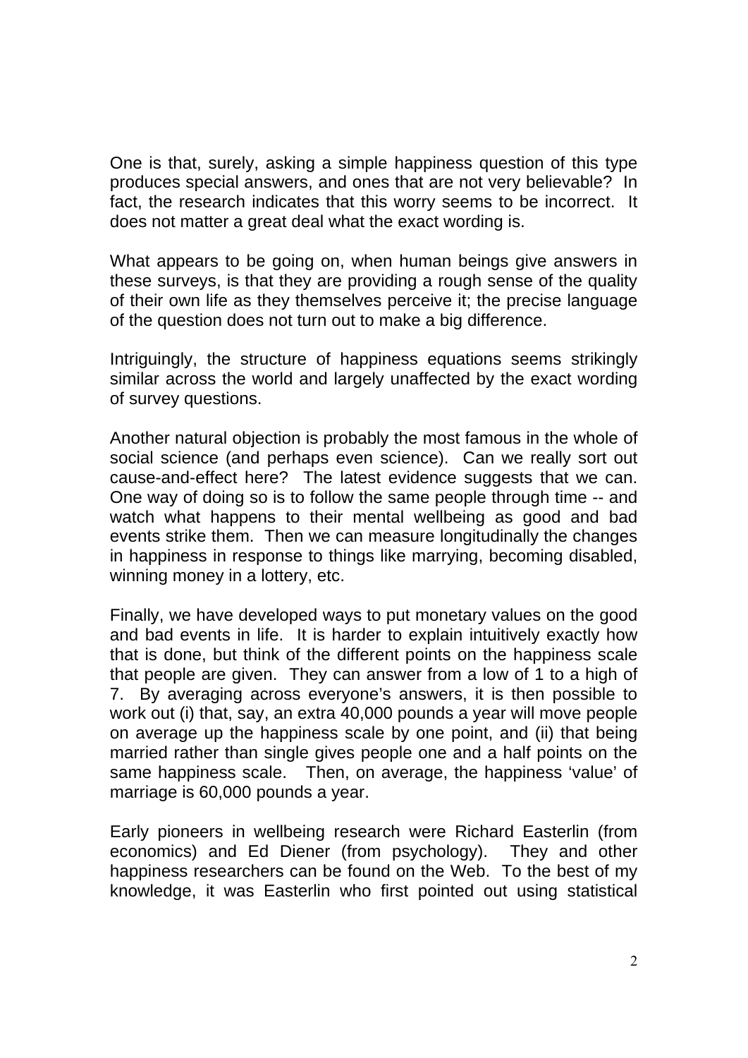One is that, surely, asking a simple happiness question of this type produces special answers, and ones that are not very believable? In fact, the research indicates that this worry seems to be incorrect. It does not matter a great deal what the exact wording is.

What appears to be going on, when human beings give answers in these surveys, is that they are providing a rough sense of the quality of their own life as they themselves perceive it; the precise language of the question does not turn out to make a big difference.

Intriguingly, the structure of happiness equations seems strikingly similar across the world and largely unaffected by the exact wording of survey questions.

Another natural objection is probably the most famous in the whole of social science (and perhaps even science). Can we really sort out cause-and-effect here? The latest evidence suggests that we can. One way of doing so is to follow the same people through time -- and watch what happens to their mental wellbeing as good and bad events strike them. Then we can measure longitudinally the changes in happiness in response to things like marrying, becoming disabled, winning money in a lottery, etc.

Finally, we have developed ways to put monetary values on the good and bad events in life. It is harder to explain intuitively exactly how that is done, but think of the different points on the happiness scale that people are given. They can answer from a low of 1 to a high of 7. By averaging across everyone's answers, it is then possible to work out (i) that, say, an extra 40,000 pounds a year will move people on average up the happiness scale by one point, and (ii) that being married rather than single gives people one and a half points on the same happiness scale. Then, on average, the happiness 'value' of marriage is 60,000 pounds a year.

Early pioneers in wellbeing research were Richard Easterlin (from economics) and Ed Diener (from psychology). They and other happiness researchers can be found on the Web. To the best of my knowledge, it was Easterlin who first pointed out using statistical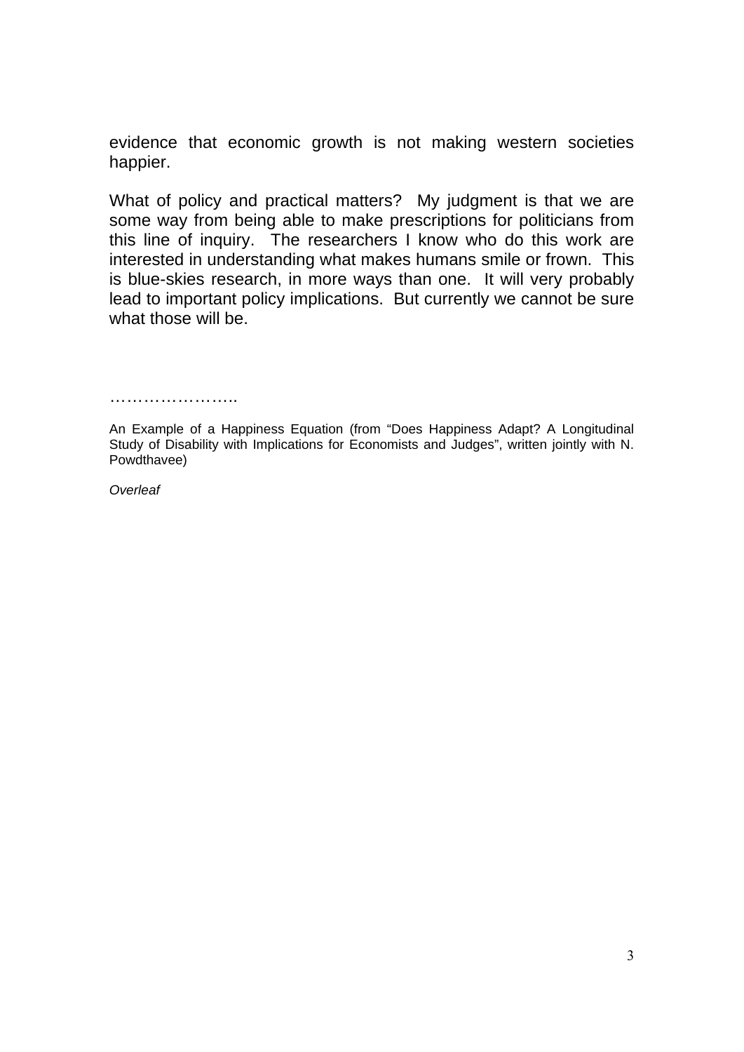evidence that economic growth is not making western societies happier.

What of policy and practical matters? My judgment is that we are some way from being able to make prescriptions for politicians from this line of inquiry. The researchers I know who do this work are interested in understanding what makes humans smile or frown. This is blue-skies research, in more ways than one. It will very probably lead to important policy implications. But currently we cannot be sure what those will be.

…………………..

An Example of a Happiness Equation (from "Does Happiness Adapt? A Longitudinal Study of Disability with Implications for Economists and Judges", written jointly with N. Powdthavee)

*Overleaf*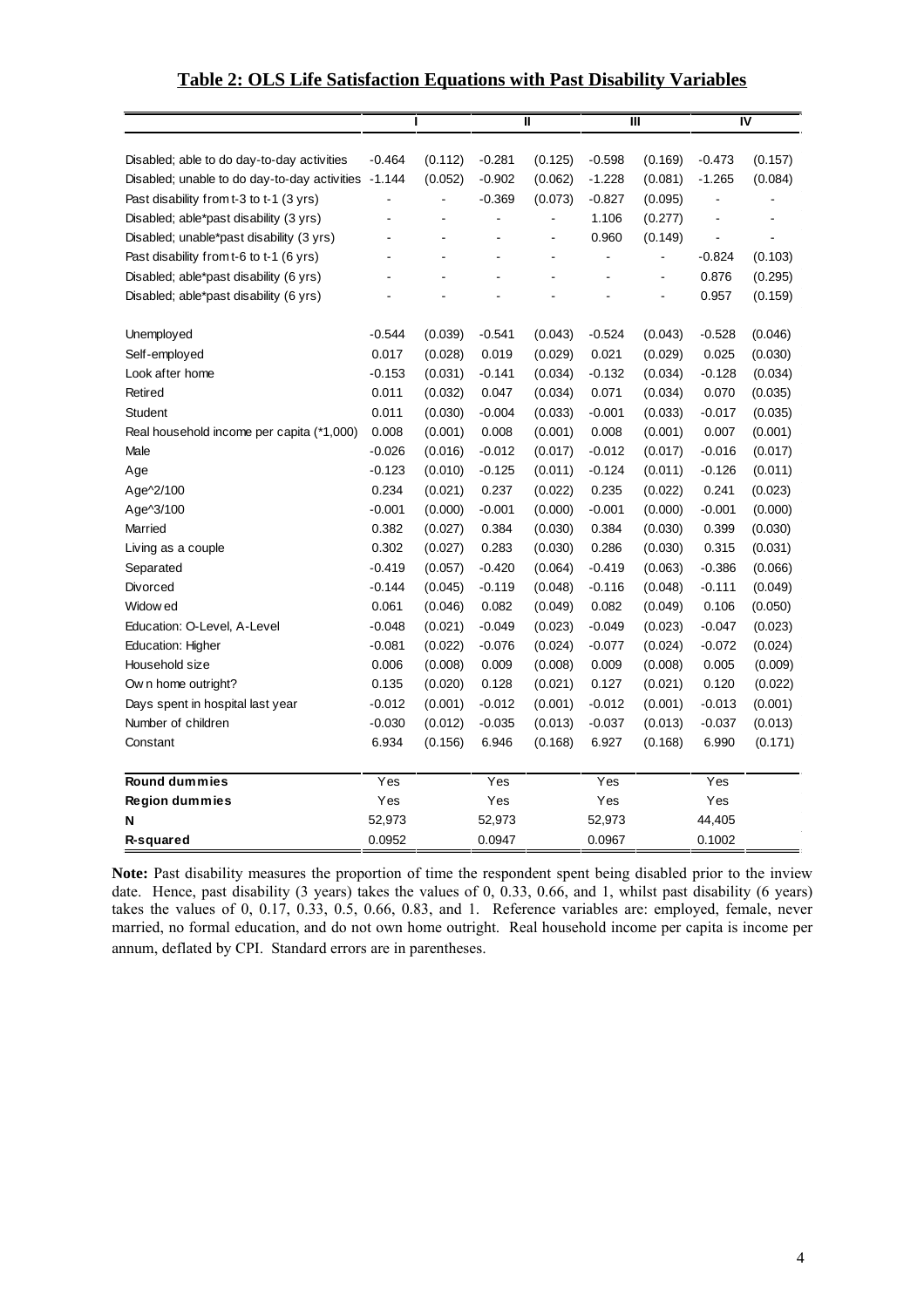## Table 2: OLS Life Satisfaction Equations with Past Disability Variables

| | I | | II | | III | | IV | |
|---|---|---|---|---|---|---|---|---|
| Disabled; able to do day-to-day activities | -0.464 | (0.112) | -0.281 | (0.125) | -0.598 | (0.169) | -0.473 | (0.157) |
| Disabled; unable to do day-to-day activities | -1.144 | (0.052) | -0.902 | (0.062) | -1.228 | (0.081) | -1.265 | (0.084) |
| Past disability from t-3 to t-1 (3 yrs) | - | - | -0.369 | (0.073) | -0.827 | (0.095) | - | - |
| Disabled; able*past disability (3 yrs) | - | - | - | - | 1.106 | (0.277) | - | - |
| Disabled; unable*past disability (3 yrs) | - | - | - | - | 0.960 | (0.149) | - | - |
| Past disability from t-6 to t-1 (6 yrs) | - | - | - | - | - | - | -0.824 | (0.103) |
| Disabled; able*past disability (6 yrs) | - | - | - | - | - | - | 0.876 | (0.295) |
| Disabled; able*past disability (6 yrs) | - | - | - | - | - | - | 0.957 | (0.159) |
| Unemployed | -0.544 | (0.039) | -0.541 | (0.043) | -0.524 | (0.043) | -0.528 | (0.046) |
| Self-employed | 0.017 | (0.028) | 0.019 | (0.029) | 0.021 | (0.029) | 0.025 | (0.030) |
| Look after home | -0.153 | (0.031) | -0.141 | (0.034) | -0.132 | (0.034) | -0.128 | (0.034) |
| Retired | 0.011 | (0.032) | 0.047 | (0.034) | 0.071 | (0.034) | 0.070 | (0.035) |
| Student | 0.011 | (0.030) | -0.004 | (0.033) | -0.001 | (0.033) | -0.017 | (0.035) |
| Real household income per capita (*1,000) | 0.008 | (0.001) | 0.008 | (0.001) | 0.008 | (0.001) | 0.007 | (0.001) |
| Male | -0.026 | (0.016) | -0.012 | (0.017) | -0.012 | (0.017) | -0.016 | (0.017) |
| Age | -0.123 | (0.010) | -0.125 | (0.011) | -0.124 | (0.011) | -0.126 | (0.011) |
| Age^2/100 | 0.234 | (0.021) | 0.237 | (0.022) | 0.235 | (0.022) | 0.241 | (0.023) |
| Age^3/100 | -0.001 | (0.000) | -0.001 | (0.000) | -0.001 | (0.000) | -0.001 | (0.000) |
| Married | 0.382 | (0.027) | 0.384 | (0.030) | 0.384 | (0.030) | 0.399 | (0.030) |
| Living as a couple | 0.302 | (0.027) | 0.283 | (0.030) | 0.286 | (0.030) | 0.315 | (0.031) |
| Separated | -0.419 | (0.057) | -0.420 | (0.064) | -0.419 | (0.063) | -0.386 | (0.066) |
| Divorced | -0.144 | (0.045) | -0.119 | (0.048) | -0.116 | (0.048) | -0.111 | (0.049) |
| Widowed | 0.061 | (0.046) | 0.082 | (0.049) | 0.082 | (0.049) | 0.106 | (0.050) |
| Education: O-Level, A-Level | -0.048 | (0.021) | -0.049 | (0.023) | -0.049 | (0.023) | -0.047 | (0.023) |
| Education: Higher | -0.081 | (0.022) | -0.076 | (0.024) | -0.077 | (0.024) | -0.072 | (0.024) |
| Household size | 0.006 | (0.008) | 0.009 | (0.008) | 0.009 | (0.008) | 0.005 | (0.009) |
| Own home outright? | 0.135 | (0.020) | 0.128 | (0.021) | 0.127 | (0.021) | 0.120 | (0.022) |
| Days spent in hospital last year | -0.012 | (0.001) | -0.012 | (0.001) | -0.012 | (0.001) | -0.013 | (0.001) |
| Number of children | -0.030 | (0.012) | -0.035 | (0.013) | -0.037 | (0.013) | -0.037 | (0.013) |
| Constant | 6.934 | (0.156) | 6.946 | (0.168) | 6.927 | (0.168) | 6.990 | (0.171) |
| **Round dummies** | Yes | | Yes | | Yes | | Yes | |
| **Region dummies** | Yes | | Yes | | Yes | | Yes | |
| **N** | 52,973 | | 52,973 | | 52,973 | | 44,405 | |
| **R-squared** | 0.0952 | | 0.0947 | | 0.0967 | | 0.1002 | |

**Note:** Past disability measures the proportion of time the respondent spent being disabled prior to the inview date. Hence, past disability (3 years) takes the values of 0, 0.33, 0.66, and 1, whilst past disability (6 years) takes the values of 0, 0.17, 0.33, 0.5, 0.66, 0.83, and 1. Reference variables are: employed, female, never married, no formal education, and do not own home outright. Real household income per capita is income per annum, deflated by CPI. Standard errors are in parentheses.